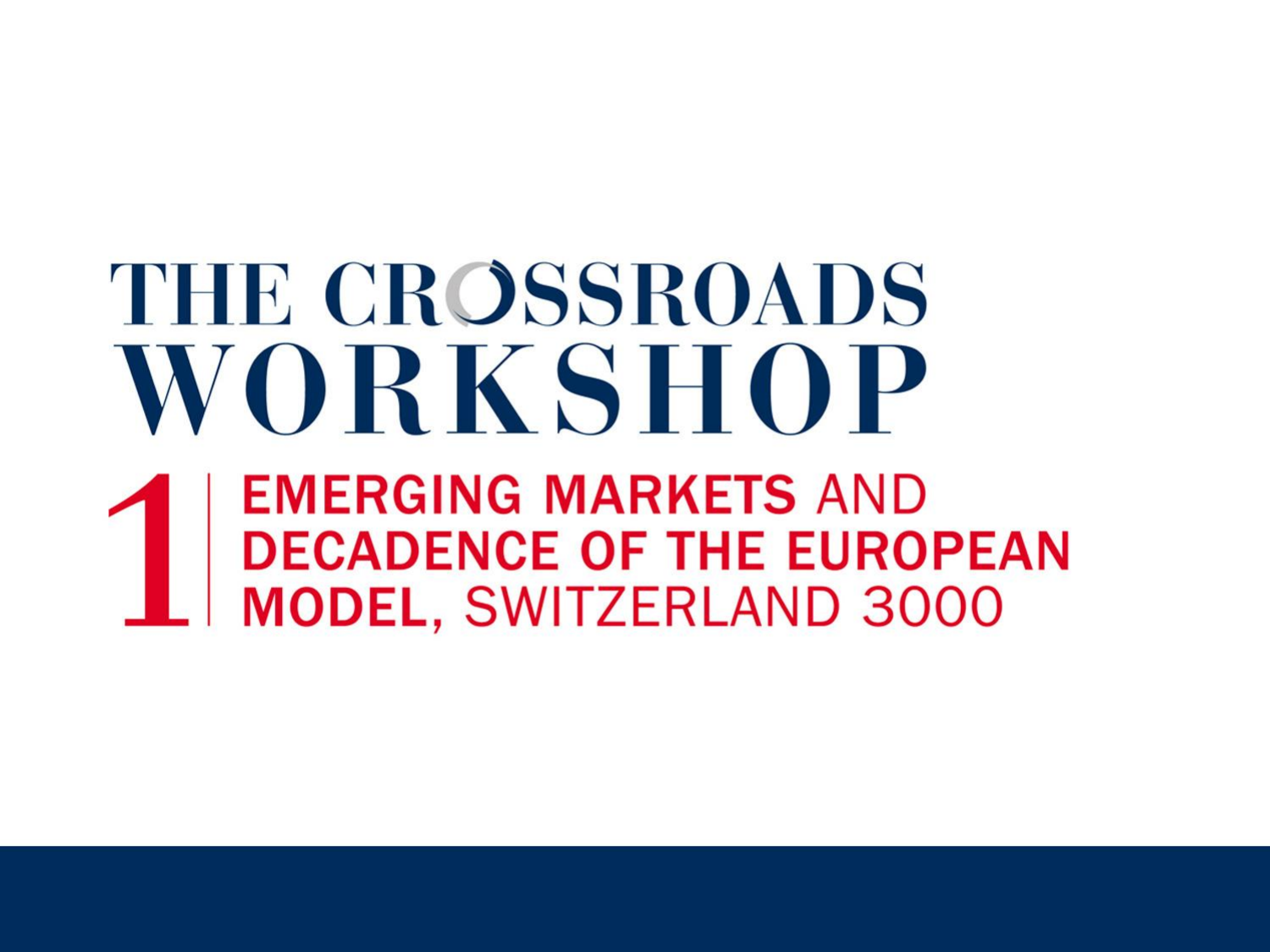# THE CROSSROADS WORKSHOP

## 1 | **EMERGING MARKETS** AND **DECADENCE OF THE EUROPEAN MODEL**, SWITZERLAND 3000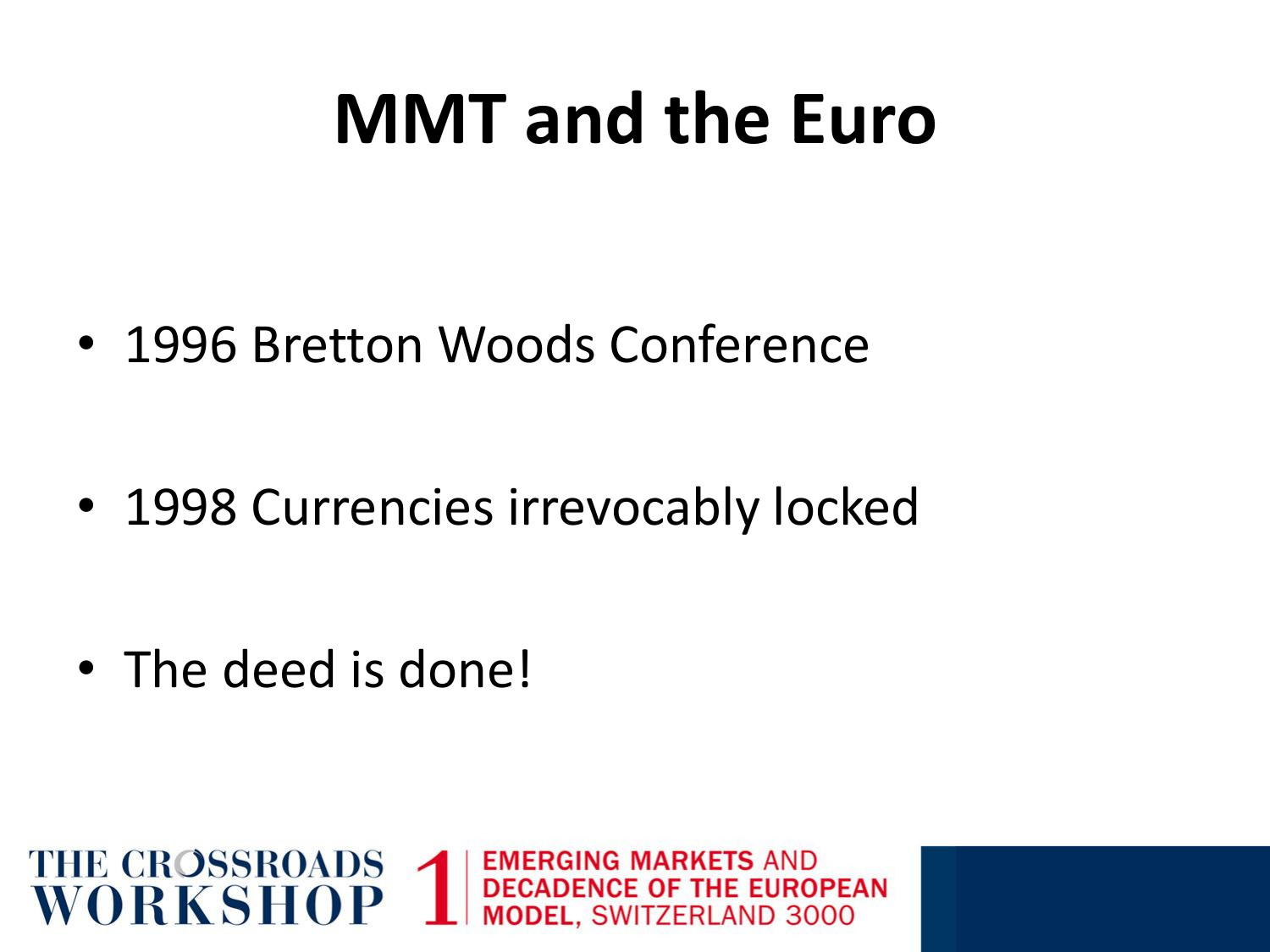# MMT and the Euro

- 1996 Bretton Woods Conference
- 1998 Currencies irrevocably locked
- The deed is done!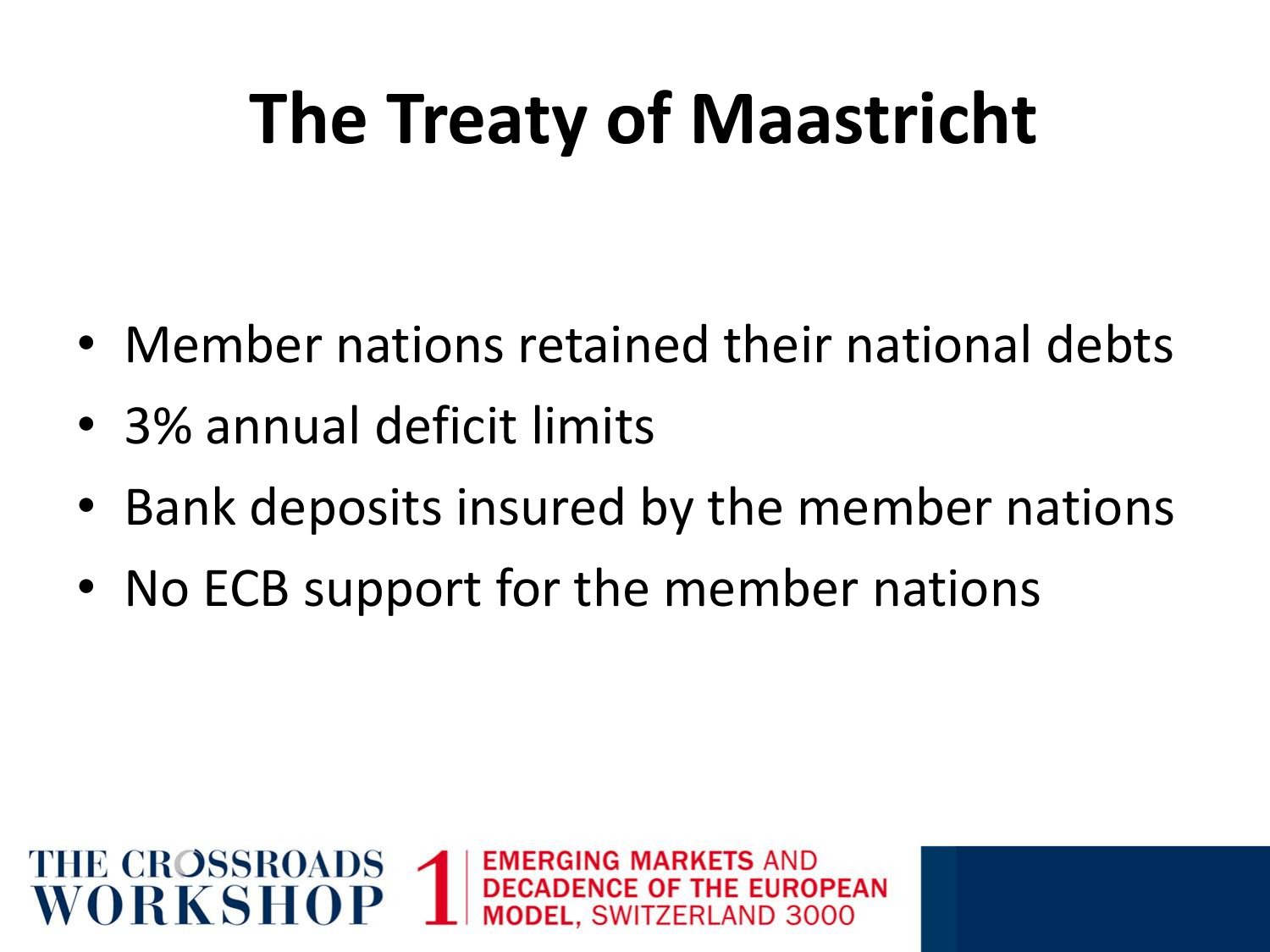# The Treaty of Maastricht

- Member nations retained their national debts
- 3% annual deficit limits
- Bank deposits insured by the member nations
- No ECB support for the member nations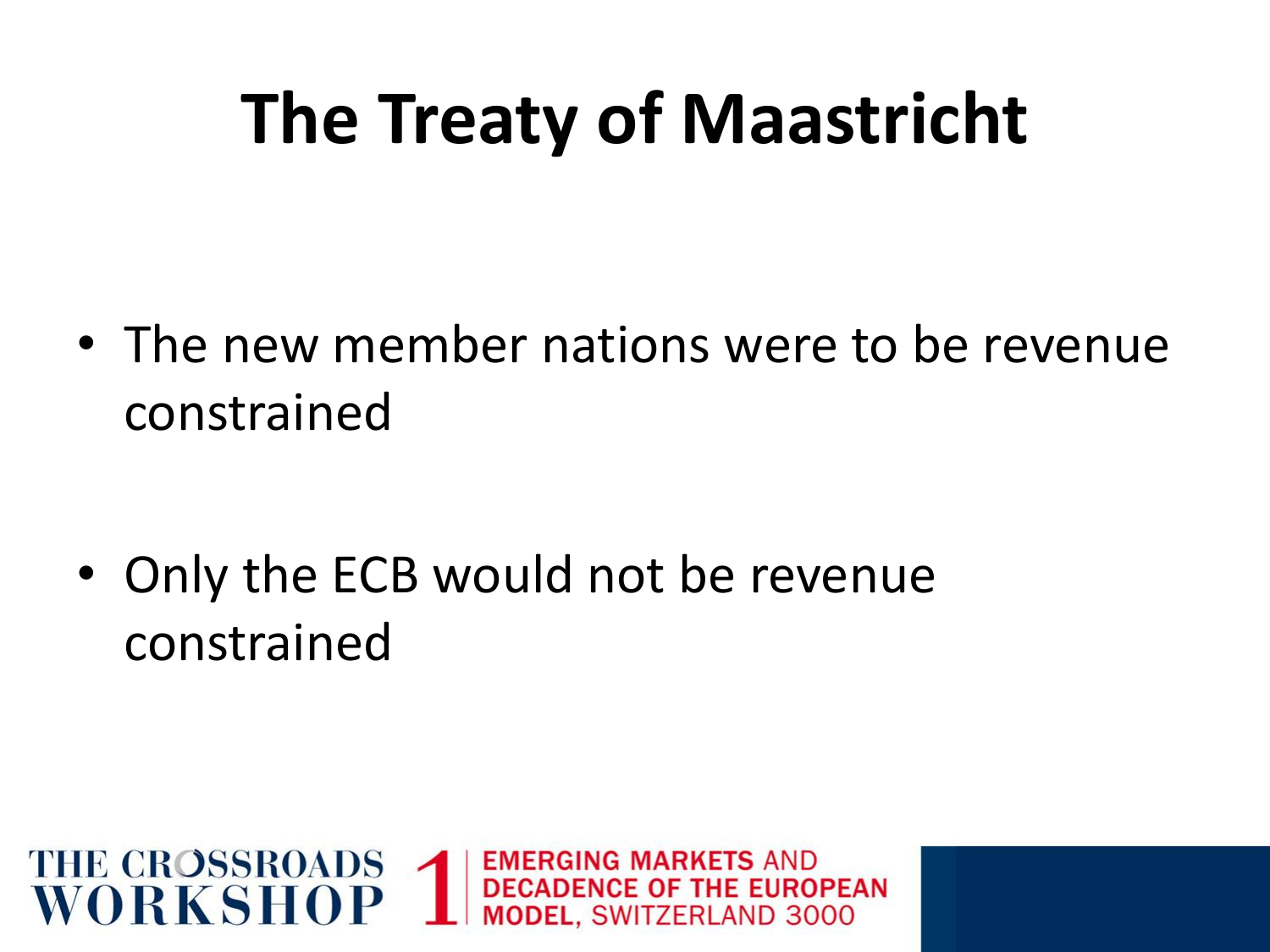# The Treaty of Maastricht

- The new member nations were to be revenue constrained
- Only the ECB would not be revenue constrained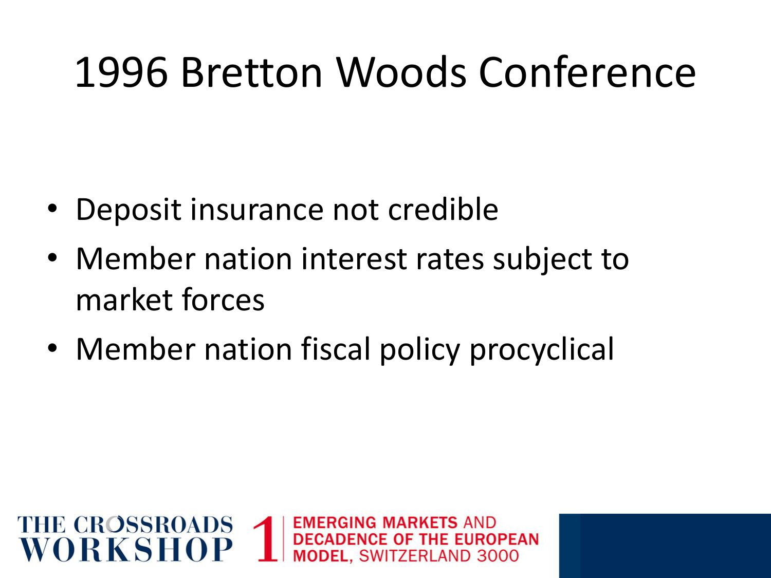# 1996 Bretton Woods Conference

- Deposit insurance not credible
- Member nation interest rates subject to market forces
- Member nation fiscal policy procyclical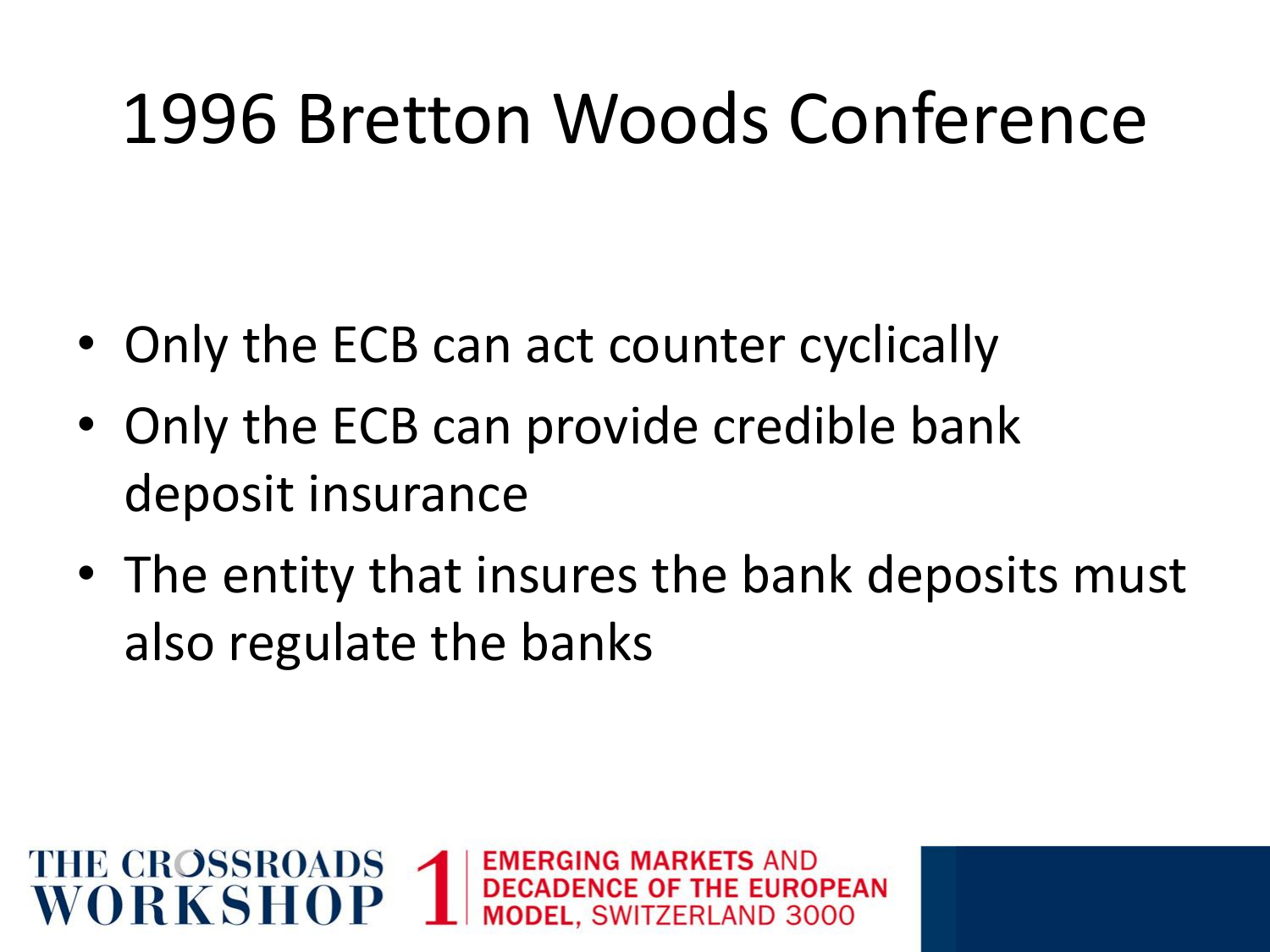# 1996 Bretton Woods Conference

- Only the ECB can act counter cyclically
- Only the ECB can provide credible bank deposit insurance
- The entity that insures the bank deposits must also regulate the banks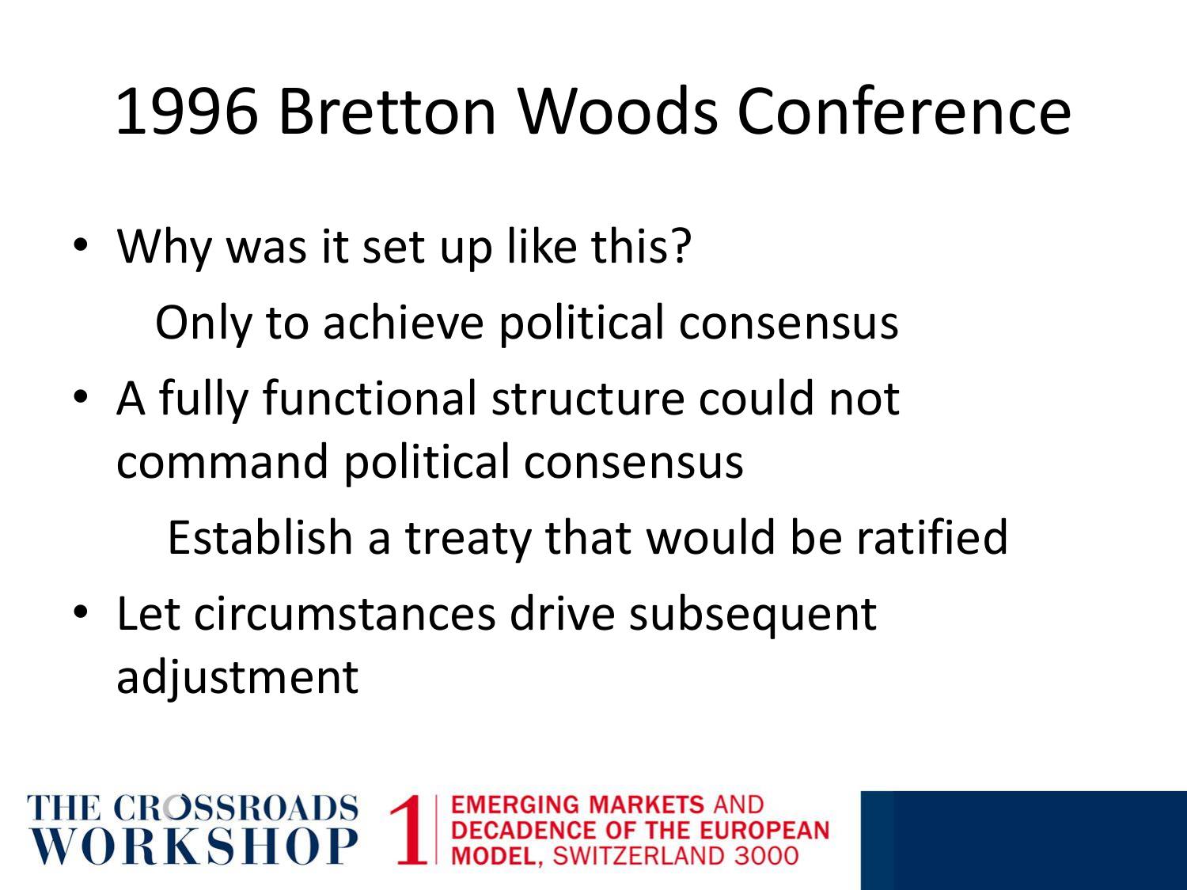# 1996 Bretton Woods Conference

- Why was it set up like this?

  Only to achieve political consensus

- A fully functional structure could not command political consensus

  Establish a treaty that would be ratified

- Let circumstances drive subsequent adjustment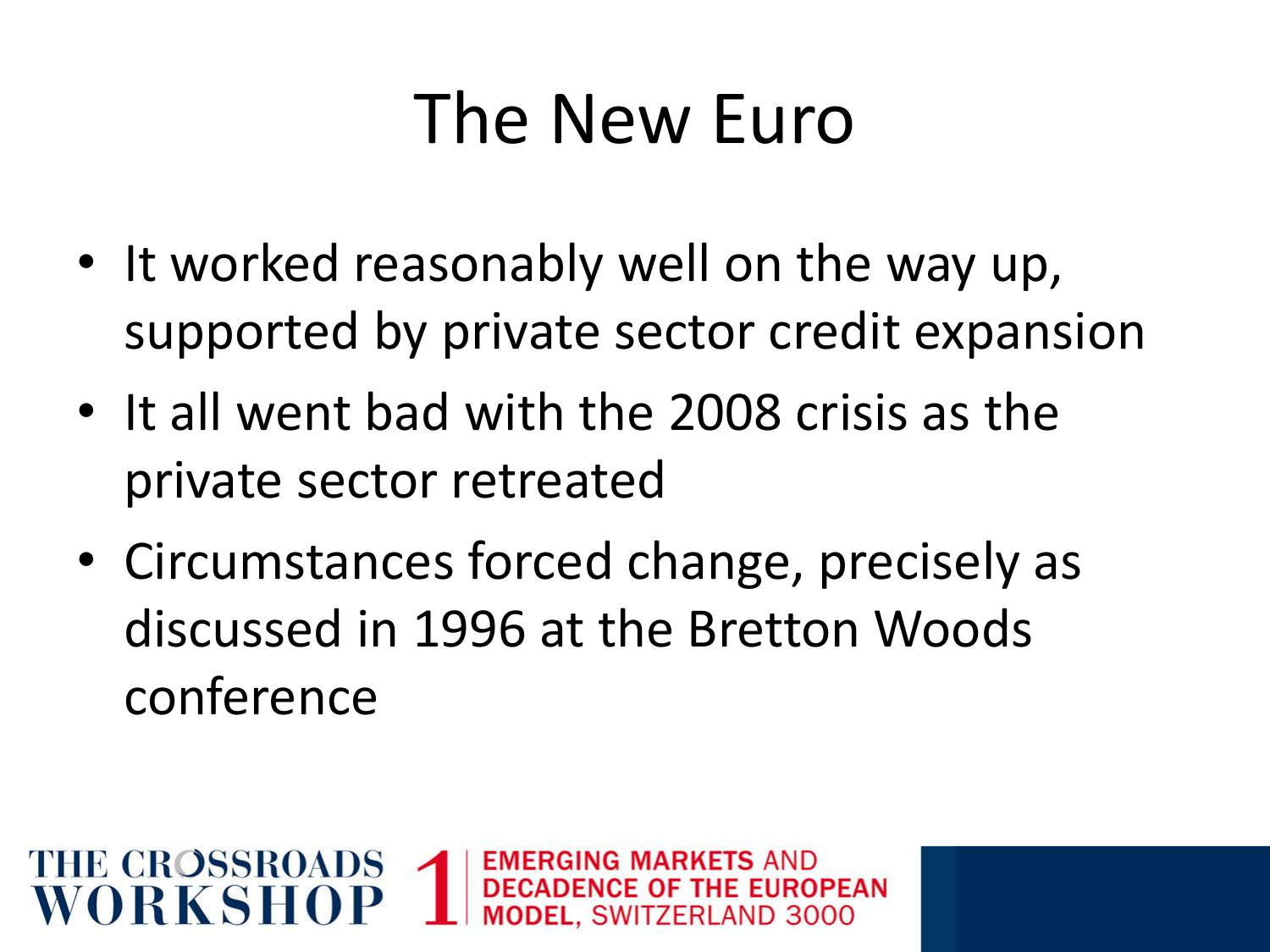# The New Euro

- It worked reasonably well on the way up, supported by private sector credit expansion
- It all went bad with the 2008 crisis as the private sector retreated
- Circumstances forced change, precisely as discussed in 1996 at the Bretton Woods conference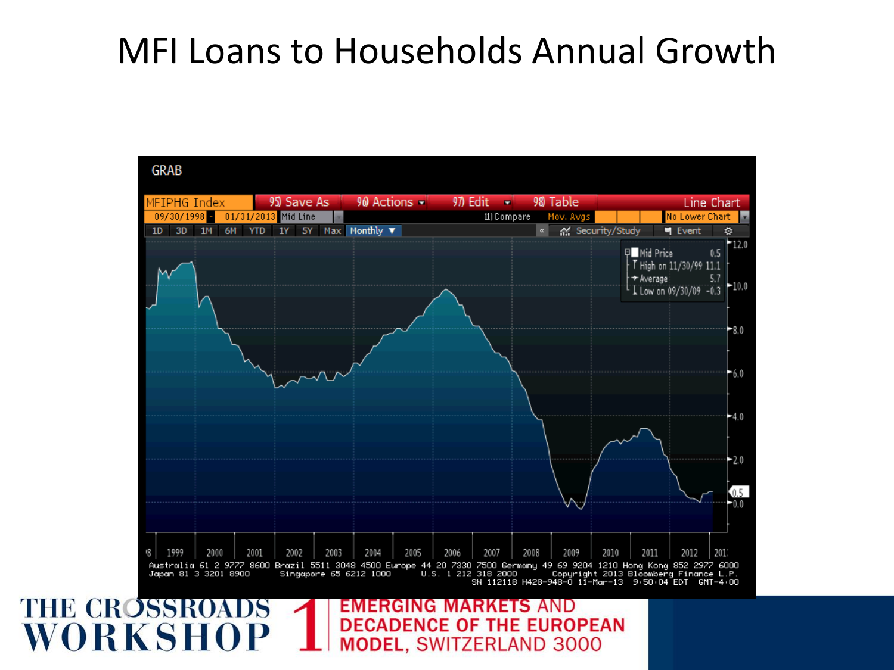# MFI Loans to Households Annual Growth

GRAB

MFIPHG Index | 95) Save As | 96) Actions | 97) Edit | 98) Table | Line Chart

09/30/1998 - 01/31/2013 Mid Line | 11) Compare | Mov. Avgs | No Lower Chart

1D 3D 1M 6M YTD 1Y 5Y Max Monthly | Security/Study | Event

Mid Price 0.5
High on 11/30/99 11.1
Average 5.7
Low on 09/30/09 -0.3

12.0 10.0 8.0 6.0 4.0 2.0 0.5 0.0

'98 1999 2000 2001 2002 2003 2004 2005 2006 2007 2008 2009 2010 2011 2012 2013

Australia 61 2 9777 8600 Brazil 5511 3048 4500 Europe 44 20 7330 7500 Germany 49 69 9204 1210 Hong Kong 852 2977 6000
Japan 81 3 3201 8900 Singapore 65 6212 1000 U.S. 1 212 318 2000 Copyright 2013 Bloomberg Finance L.P.
SN 112118 H428-948-0 11-Mar-13 9:50:04 EDT GMT-4:00

THE CROSSROADS WORKSHOP 1 EMERGING MARKETS AND DECADENCE OF THE EUROPEAN MODEL, SWITZERLAND 3000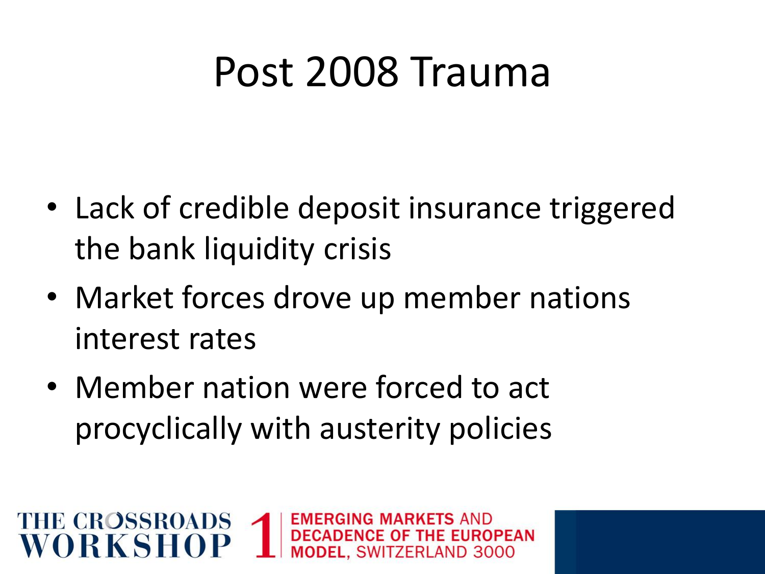# Post 2008 Trauma

- Lack of credible deposit insurance triggered the bank liquidity crisis
- Market forces drove up member nations interest rates
- Member nation were forced to act procyclically with austerity policies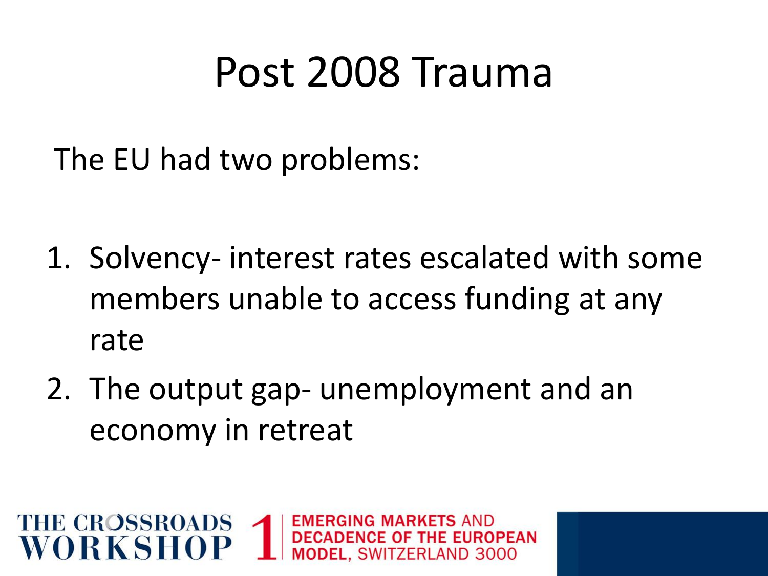# Post 2008 Trauma

The EU had two problems:

1. Solvency- interest rates escalated with some members unable to access funding at any rate
2. The output gap- unemployment and an economy in retreat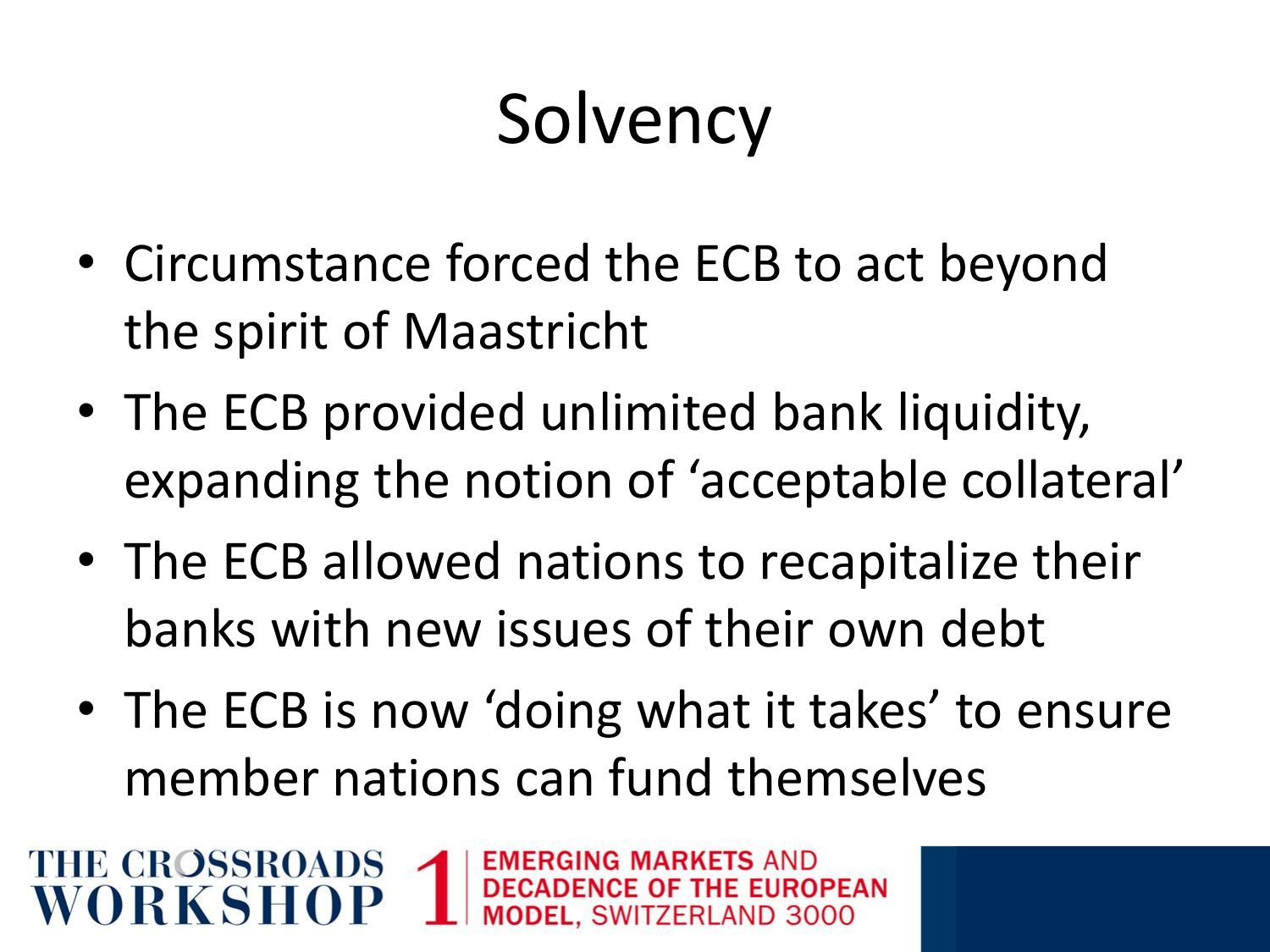# Solvency

- Circumstance forced the ECB to act beyond the spirit of Maastricht
- The ECB provided unlimited bank liquidity, expanding the notion of 'acceptable collateral'
- The ECB allowed nations to recapitalize their banks with new issues of their own debt
- The ECB is now 'doing what it takes' to ensure member nations can fund themselves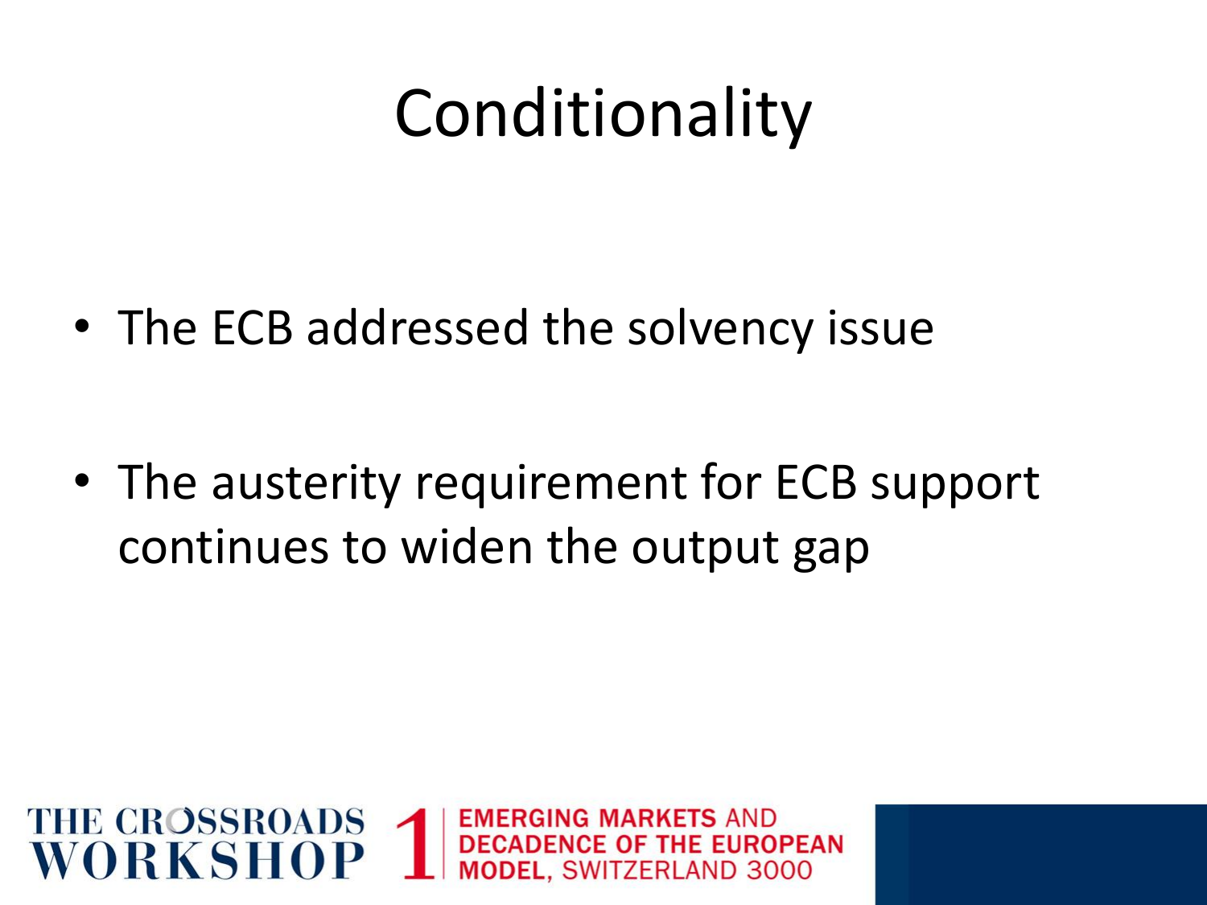# Conditionality

- The ECB addressed the solvency issue
- The austerity requirement for ECB support continues to widen the output gap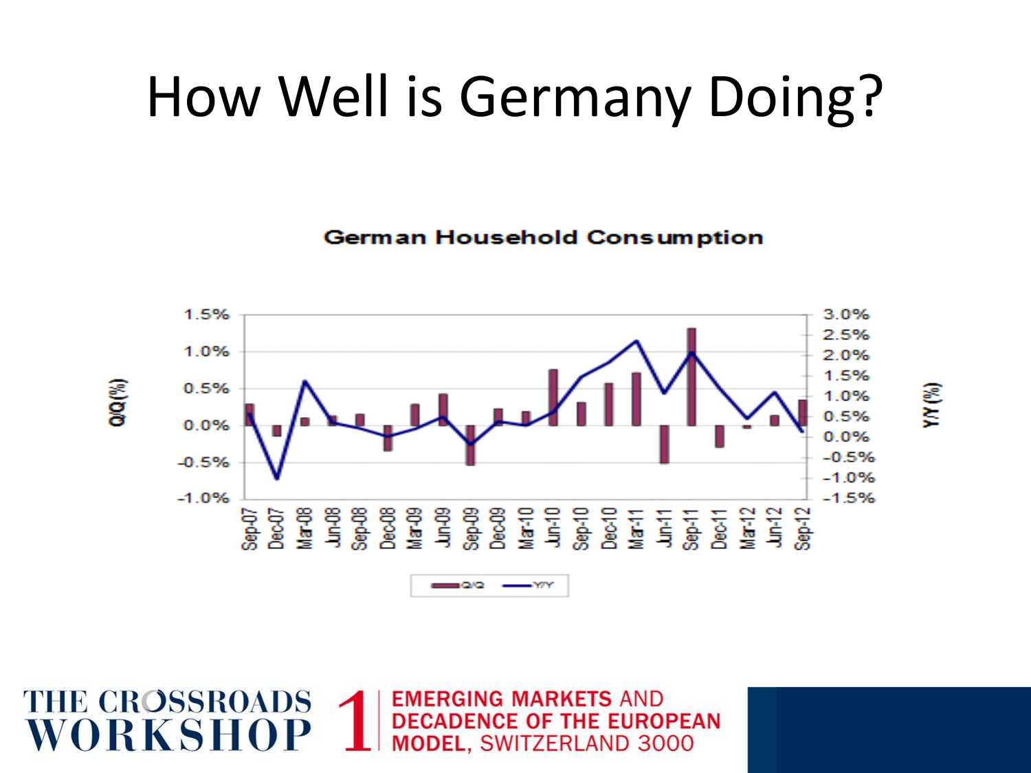# How Well is Germany Doing?

**German Household Consumption**

| | Q/Q (%) | Y/Y (%) |
|---|---|---|
| Sep-07 | 0.3% | 0.5% |
| Dec-07 | -0.15% | -1.0% |
| Mar-08 | 0.1% | 1.3% |
| Jun-08 | 0.15% | 0.4% |
| Sep-08 | 0.15% | 0.3% |
| Dec-08 | -0.35% | 0.05% |
| Mar-09 | 0.3% | 0.2% |
| Jun-09 | 0.45% | 0.5% |
| Sep-09 | -0.55% | -0.2% |
| Dec-09 | 0.25% | 0.4% |
| Mar-10 | 0.2% | 0.3% |
| Jun-10 | 0.75% | 0.6% |
| Sep-10 | 0.3% | 1.5% |
| Dec-10 | 0.6% | 1.8% |
| Mar-11 | 0.7% | 2.35% |
| Jun-11 | -0.5% | 1.1% |
| Sep-11 | 1.3% | 2.05% |
| Dec-11 | -0.3% | 1.2% |
| Mar-12 | -0.05% | 0.45% |
| Jun-12 | 0.15% | 1.1% |
| Sep-12 | 0.35% | 0.1% |

Legend: Q/Q, Y/Y

THE CROSSROADS WORKSHOP 1 | EMERGING MARKETS AND DECADENCE OF THE EUROPEAN MODEL, SWITZERLAND 3000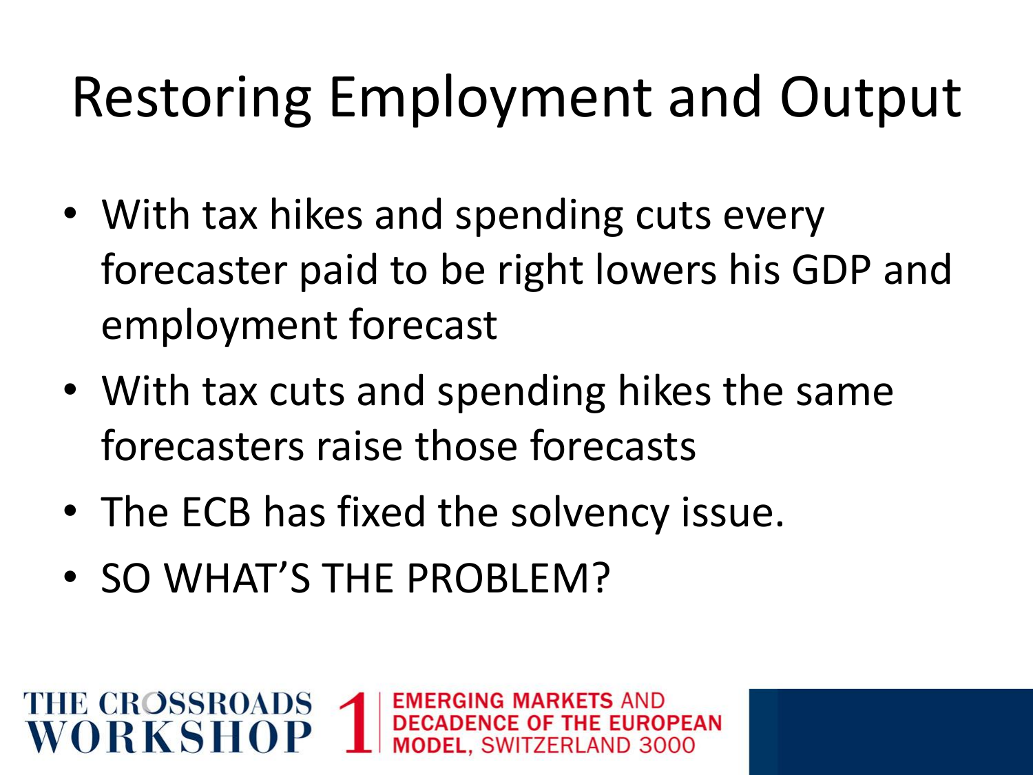# Restoring Employment and Output

- With tax hikes and spending cuts every forecaster paid to be right lowers his GDP and employment forecast
- With tax cuts and spending hikes the same forecasters raise those forecasts
- The ECB has fixed the solvency issue.
- SO WHAT'S THE PROBLEM?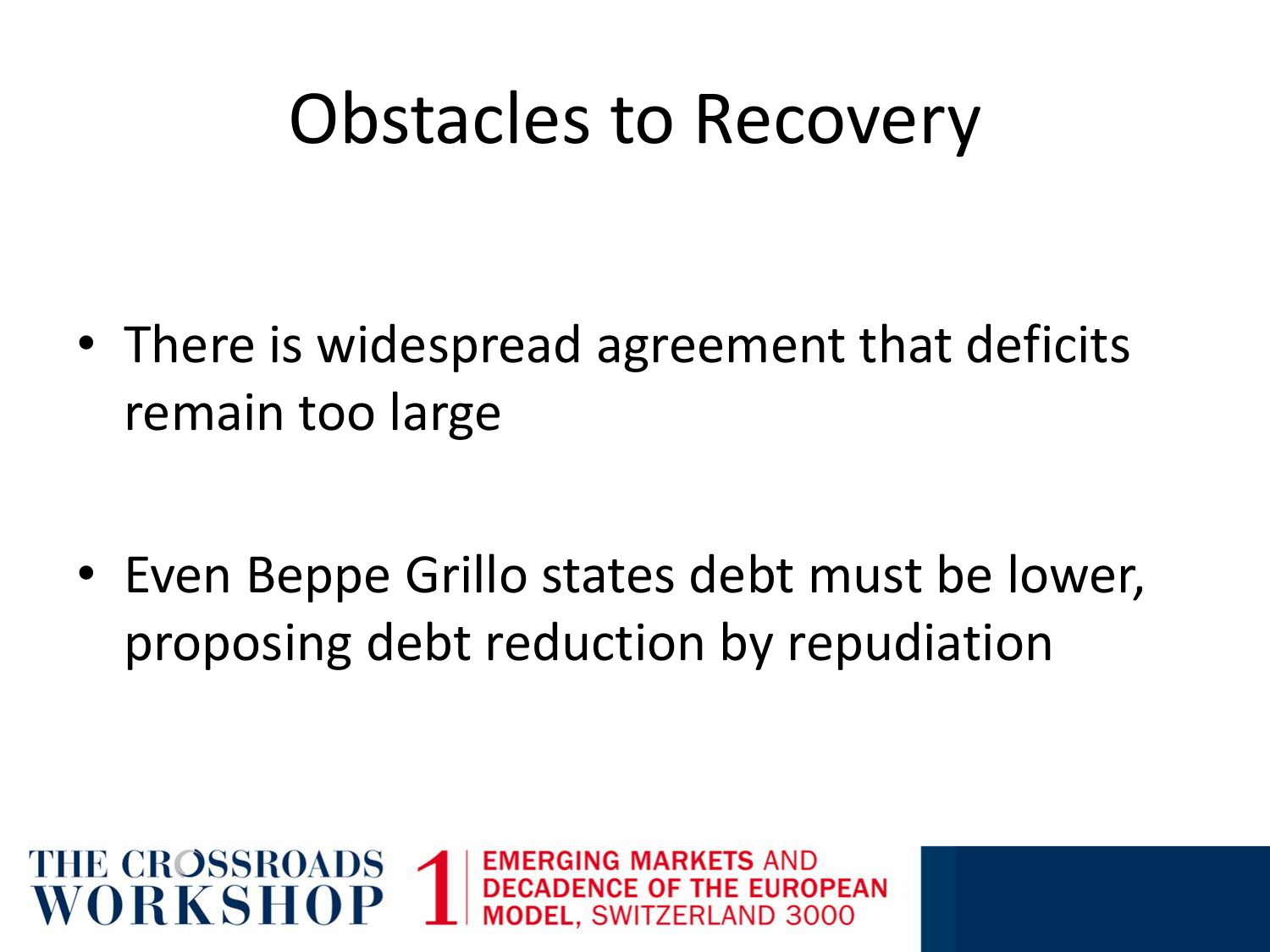# Obstacles to Recovery

- There is widespread agreement that deficits remain too large
- Even Beppe Grillo states debt must be lower, proposing debt reduction by repudiation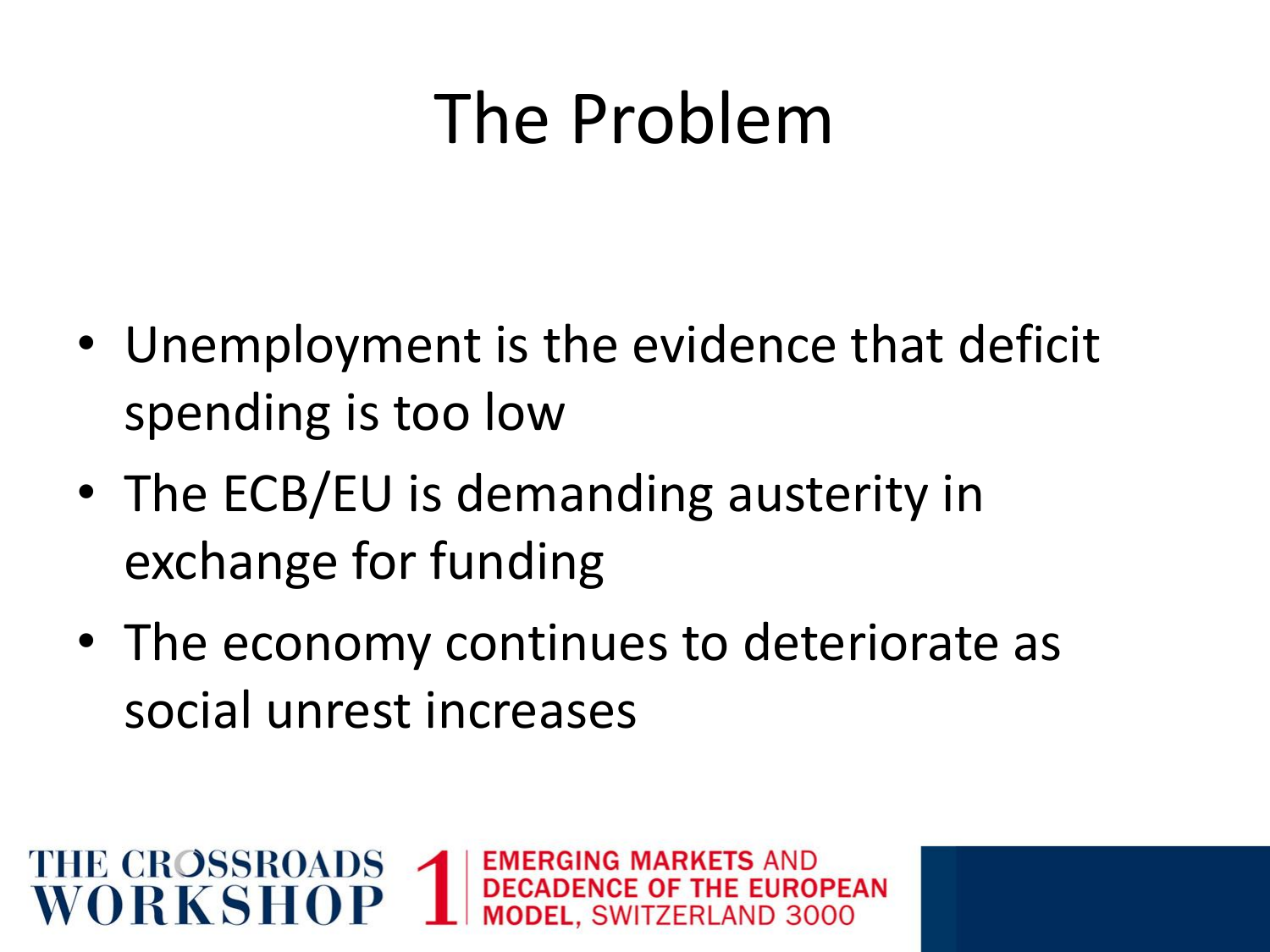# The Problem

- Unemployment is the evidence that deficit spending is too low
- The ECB/EU is demanding austerity in exchange for funding
- The economy continues to deteriorate as social unrest increases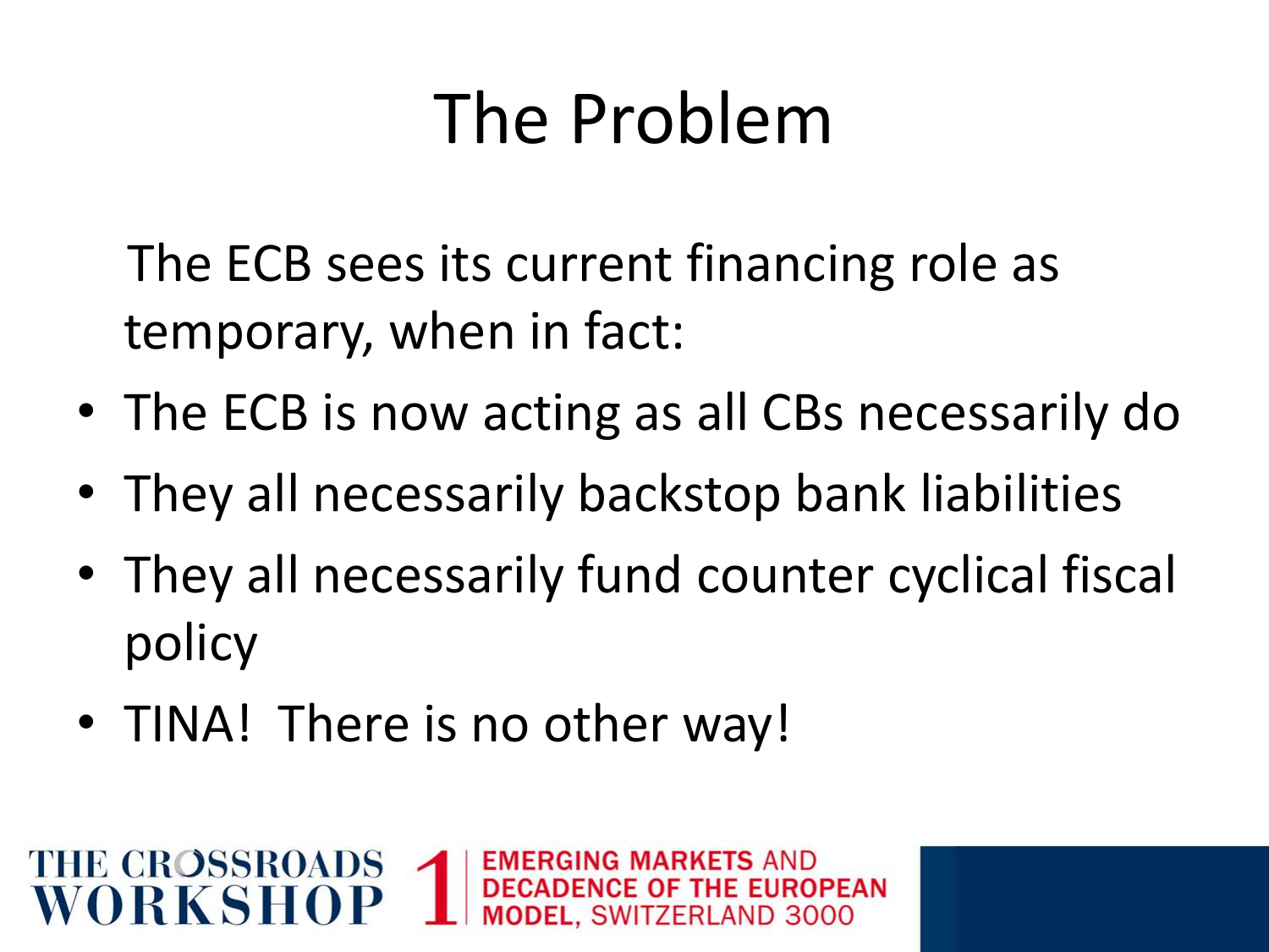# The Problem

The ECB sees its current financing role as temporary, when in fact:

- The ECB is now acting as all CBs necessarily do
- They all necessarily backstop bank liabilities
- They all necessarily fund counter cyclical fiscal policy
- TINA! There is no other way!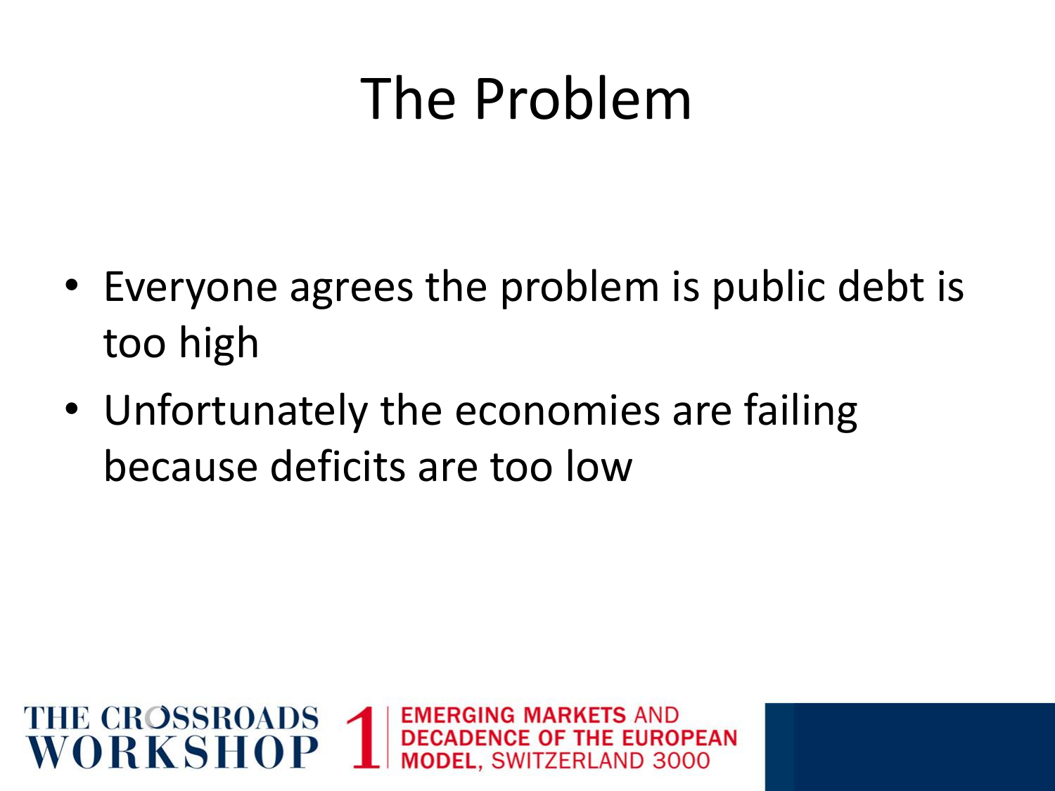# The Problem

- Everyone agrees the problem is public debt is too high
- Unfortunately the economies are failing because deficits are too low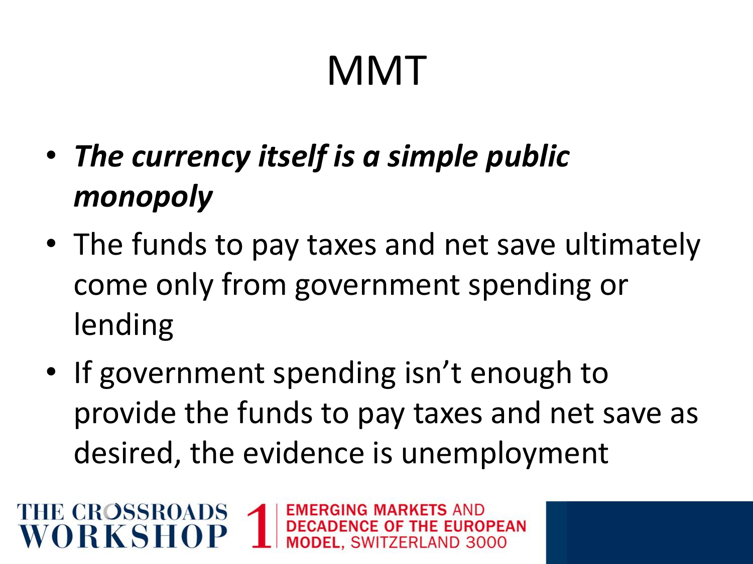# MMT

- ***The currency itself is a simple public monopoly***
- The funds to pay taxes and net save ultimately come only from government spending or lending
- If government spending isn't enough to provide the funds to pay taxes and net save as desired, the evidence is unemployment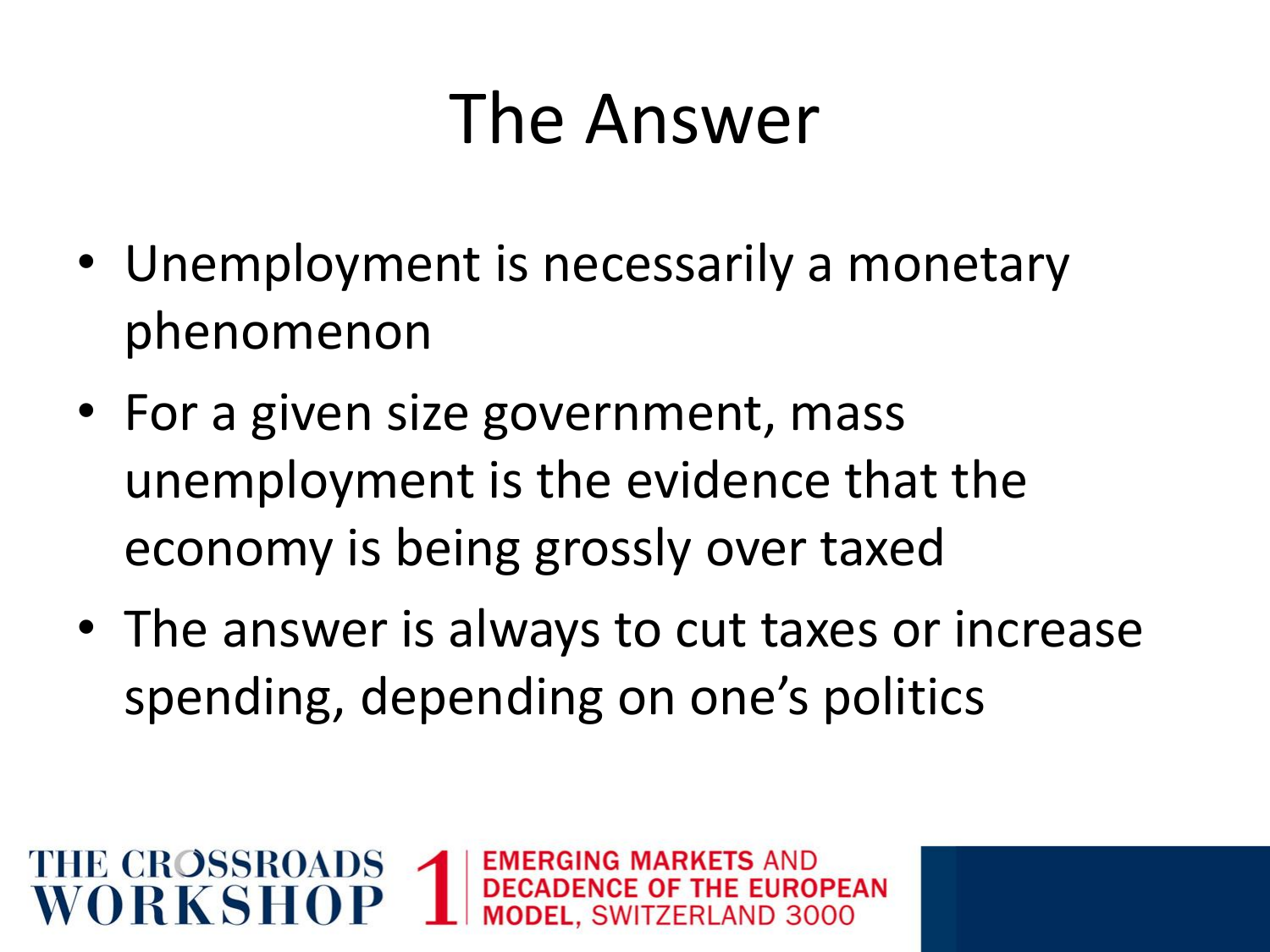# The Answer

- Unemployment is necessarily a monetary phenomenon
- For a given size government, mass unemployment is the evidence that the economy is being grossly over taxed
- The answer is always to cut taxes or increase spending, depending on one's politics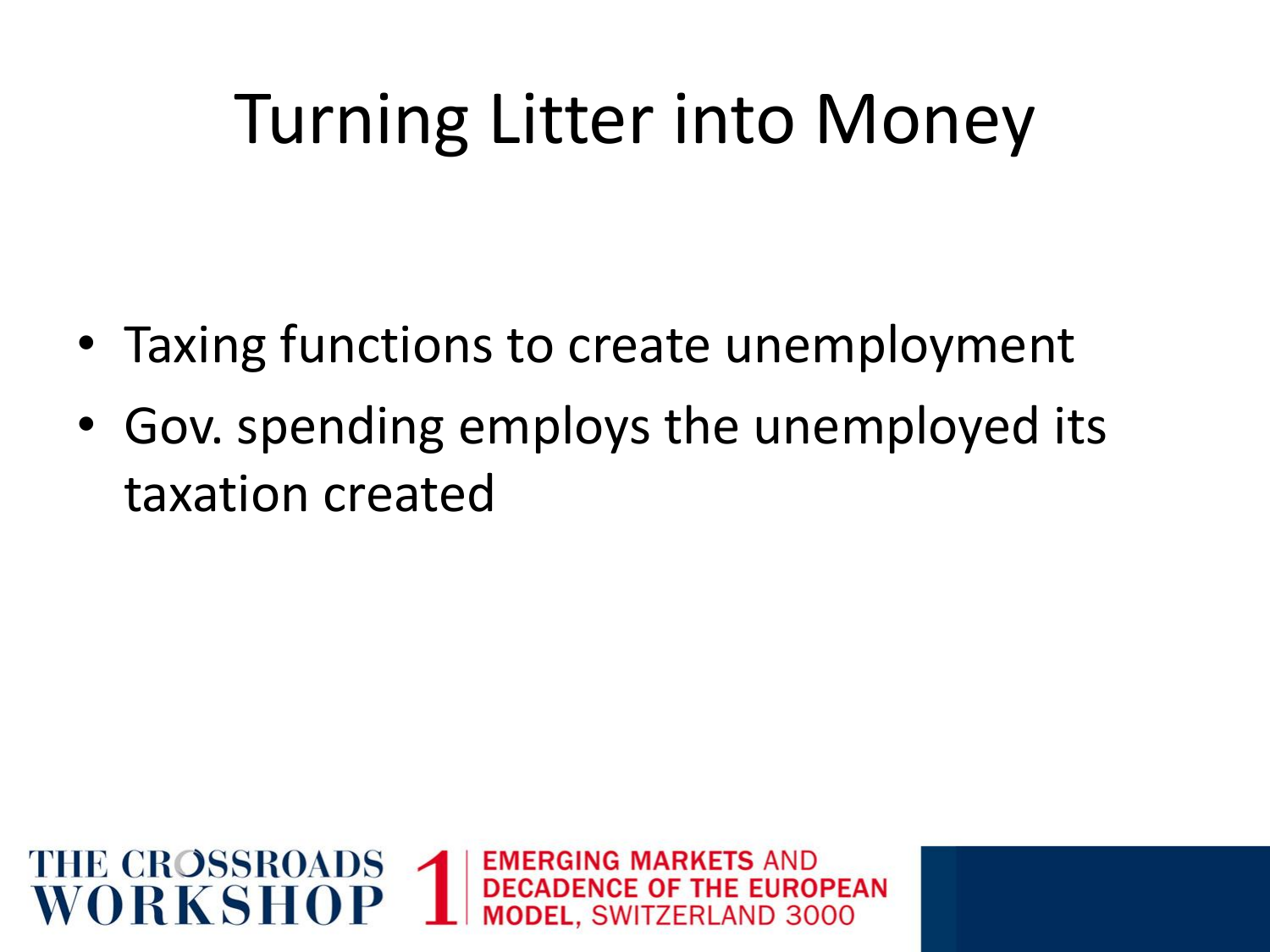# Turning Litter into Money

- Taxing functions to create unemployment
- Gov. spending employs the unemployed its taxation created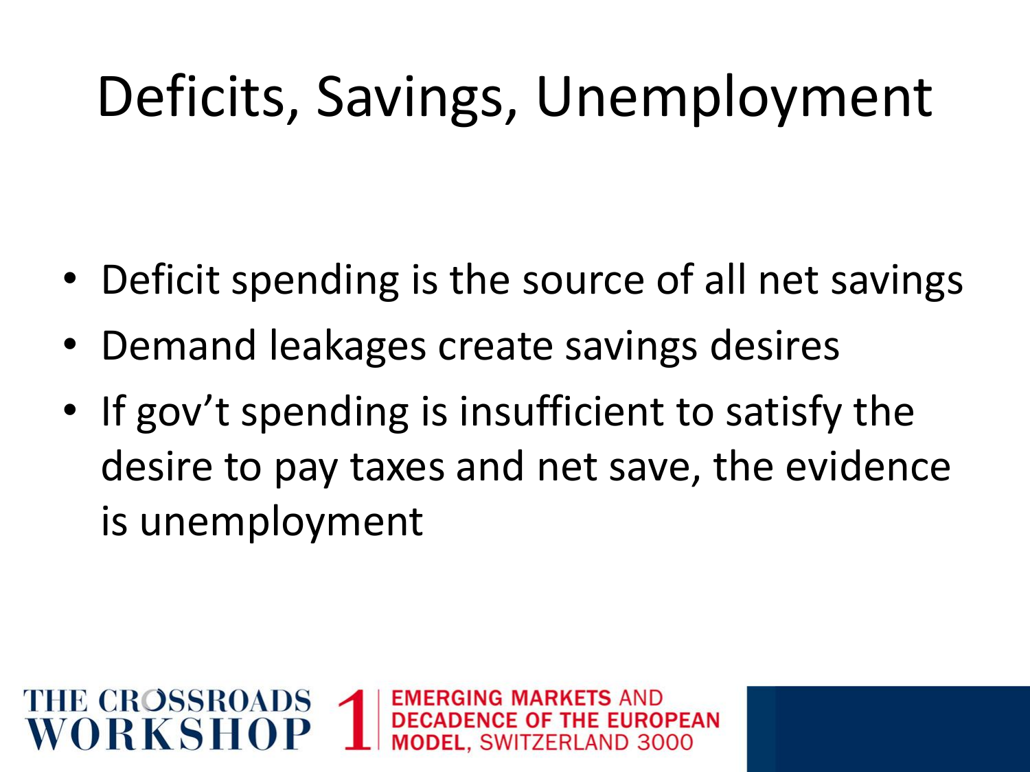# Deficits, Savings, Unemployment

- Deficit spending is the source of all net savings
- Demand leakages create savings desires
- If gov't spending is insufficient to satisfy the desire to pay taxes and net save, the evidence is unemployment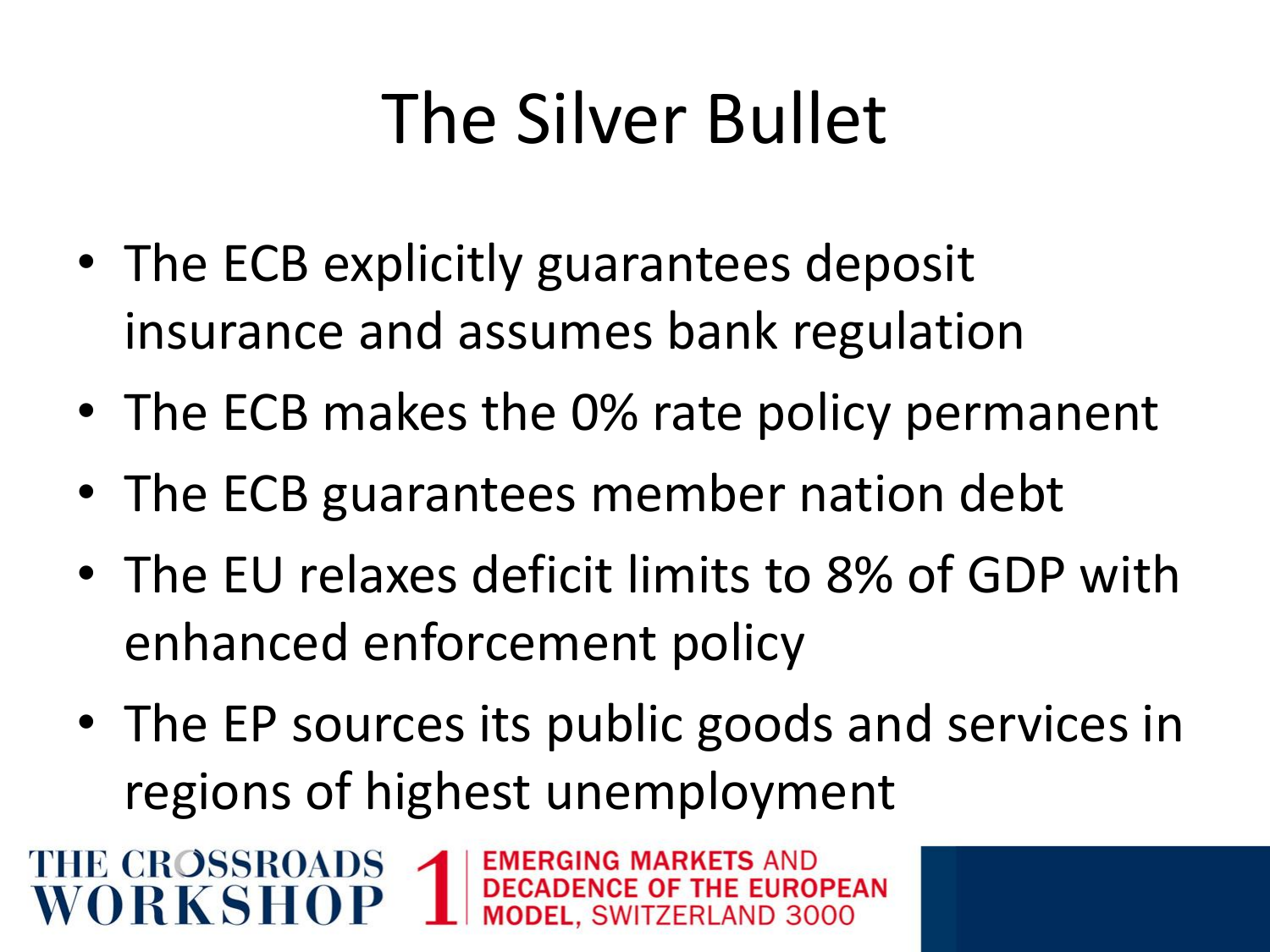# The Silver Bullet

- The ECB explicitly guarantees deposit insurance and assumes bank regulation
- The ECB makes the 0% rate policy permanent
- The ECB guarantees member nation debt
- The EU relaxes deficit limits to 8% of GDP with enhanced enforcement policy
- The EP sources its public goods and services in regions of highest unemployment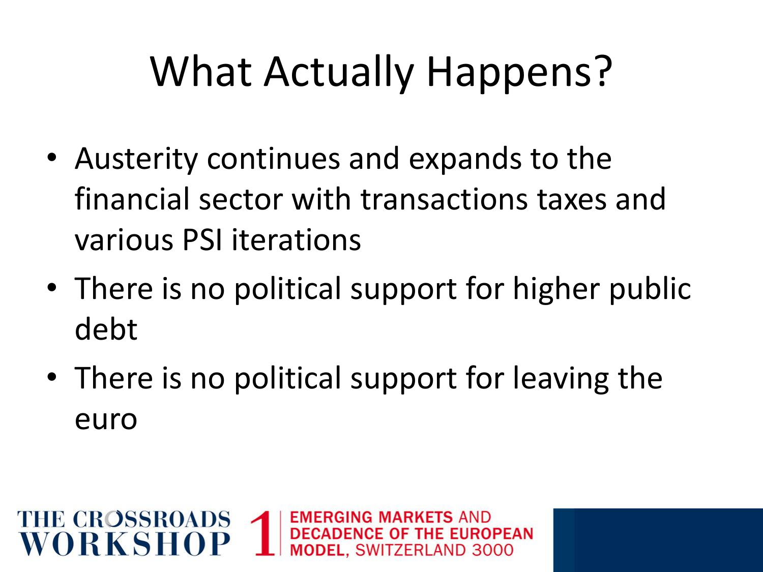# What Actually Happens?

- Austerity continues and expands to the financial sector with transactions taxes and various PSI iterations
- There is no political support for higher public debt
- There is no political support for leaving the euro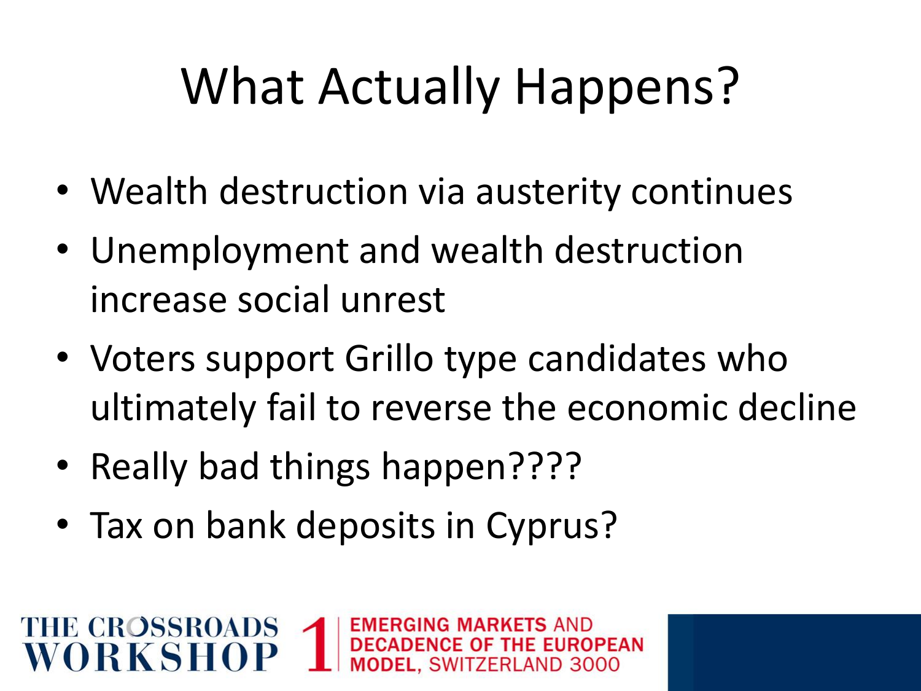# What Actually Happens?

- Wealth destruction via austerity continues
- Unemployment and wealth destruction increase social unrest
- Voters support Grillo type candidates who ultimately fail to reverse the economic decline
- Really bad things happen????
- Tax on bank deposits in Cyprus?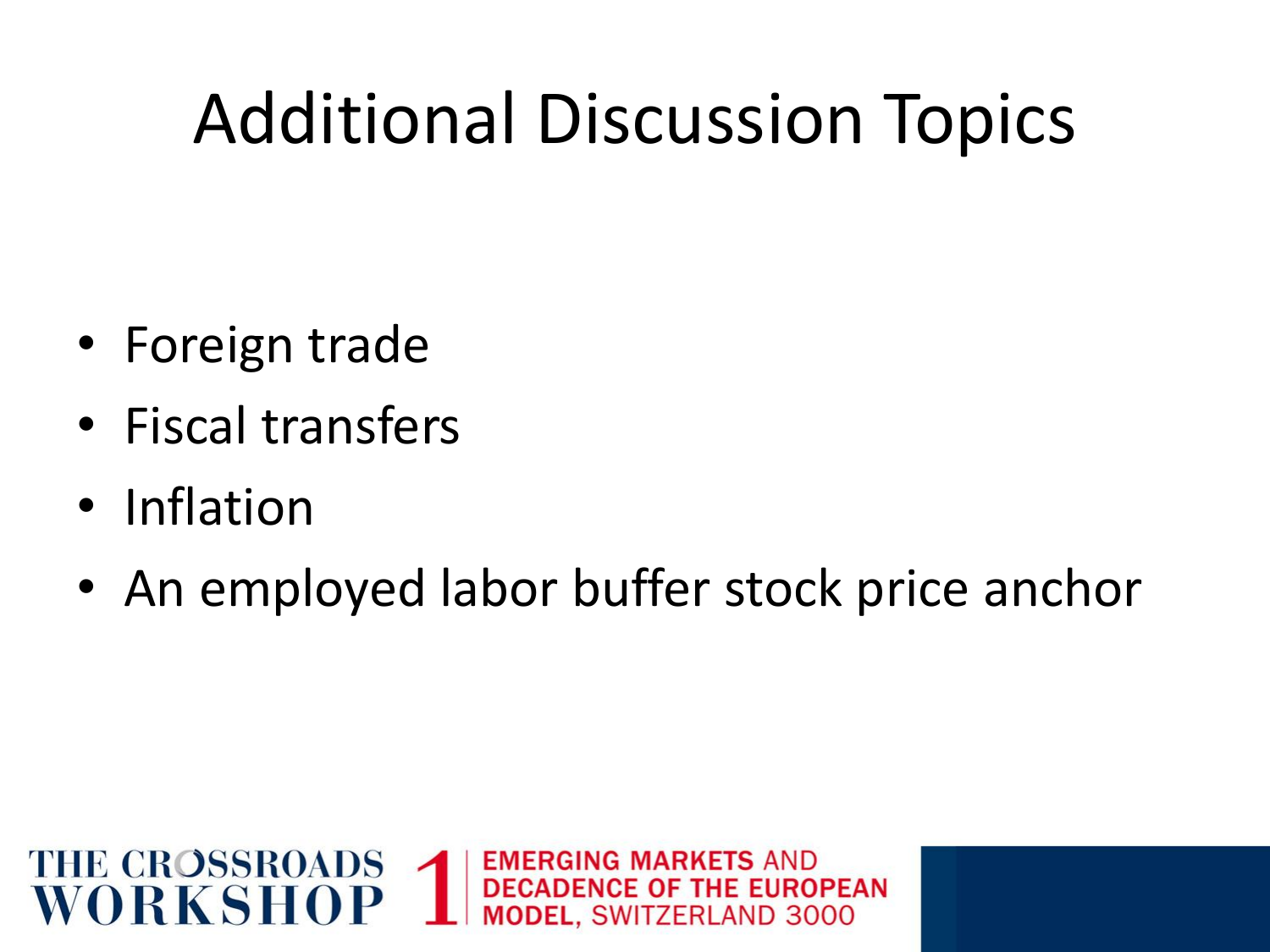# Additional Discussion Topics

- Foreign trade
- Fiscal transfers
- Inflation
- An employed labor buffer stock price anchor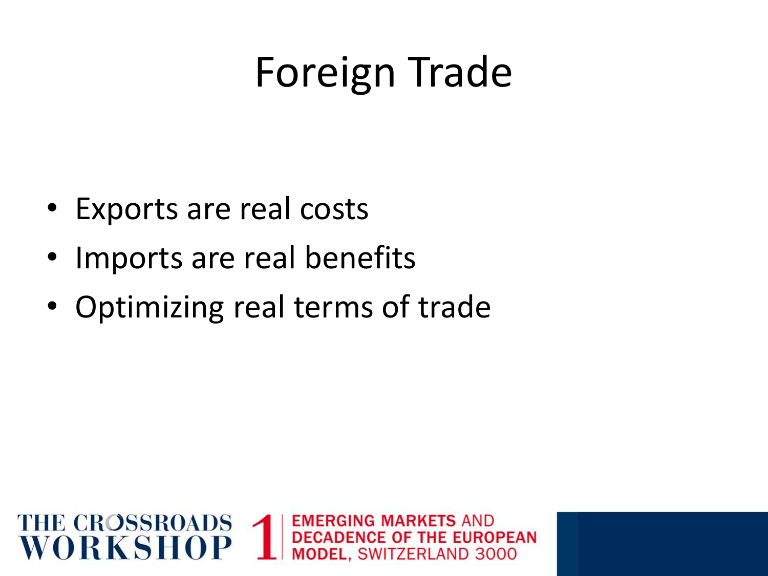# Foreign Trade

- Exports are real costs
- Imports are real benefits
- Optimizing real terms of trade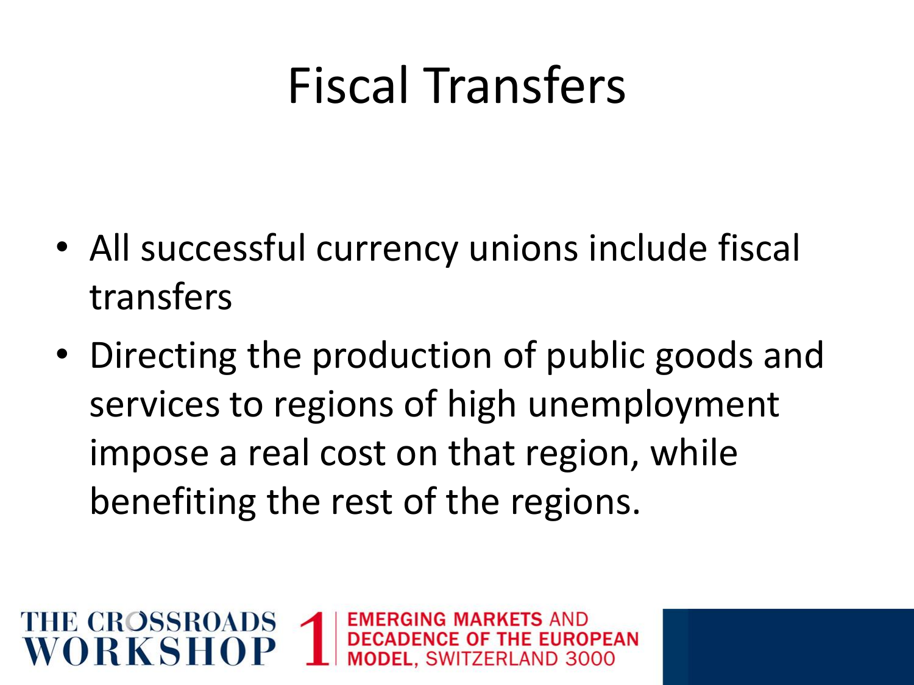# Fiscal Transfers

- All successful currency unions include fiscal transfers
- Directing the production of public goods and services to regions of high unemployment impose a real cost on that region, while benefiting the rest of the regions.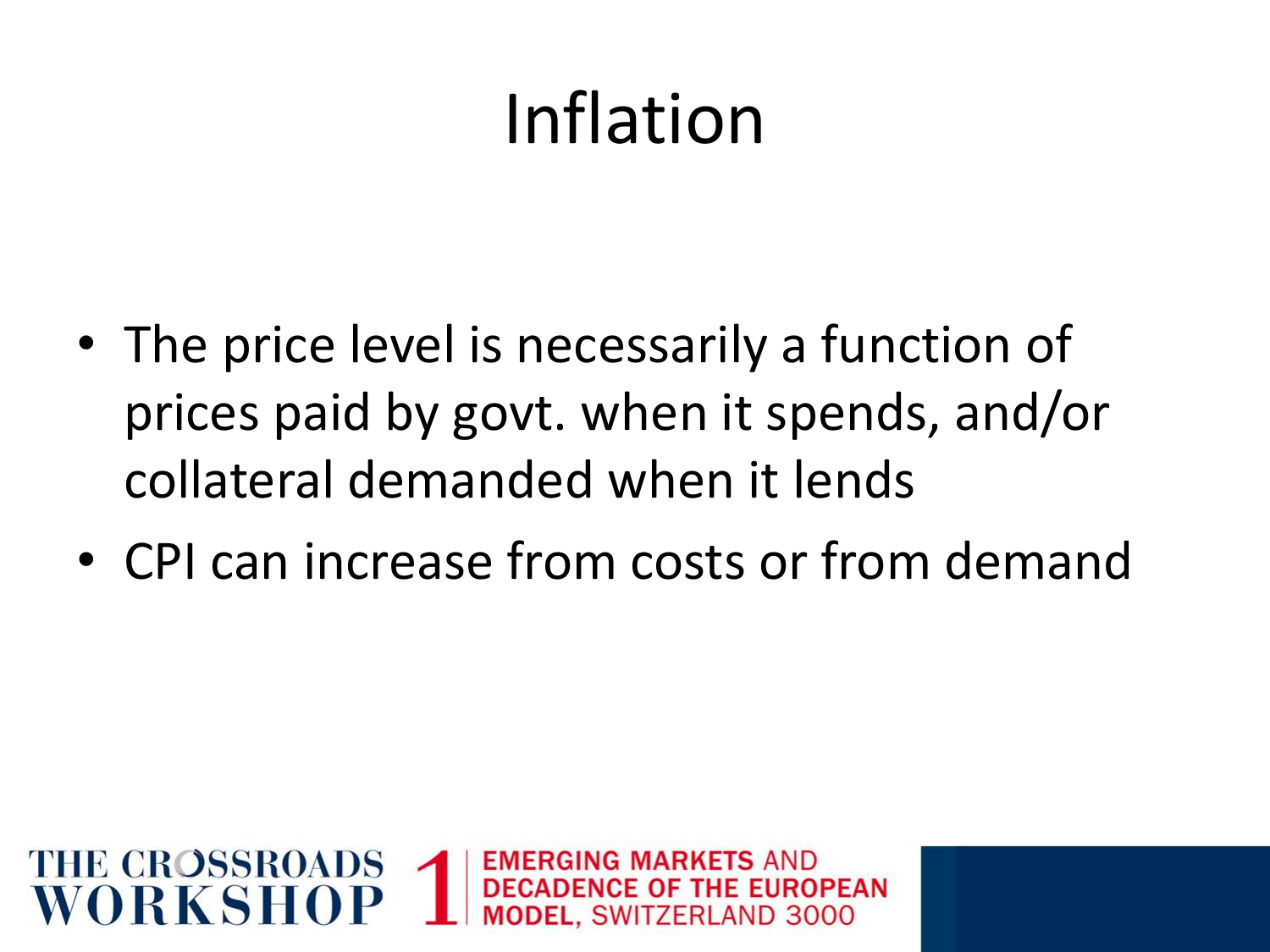# Inflation

- The price level is necessarily a function of prices paid by govt. when it spends, and/or collateral demanded when it lends
- CPI can increase from costs or from demand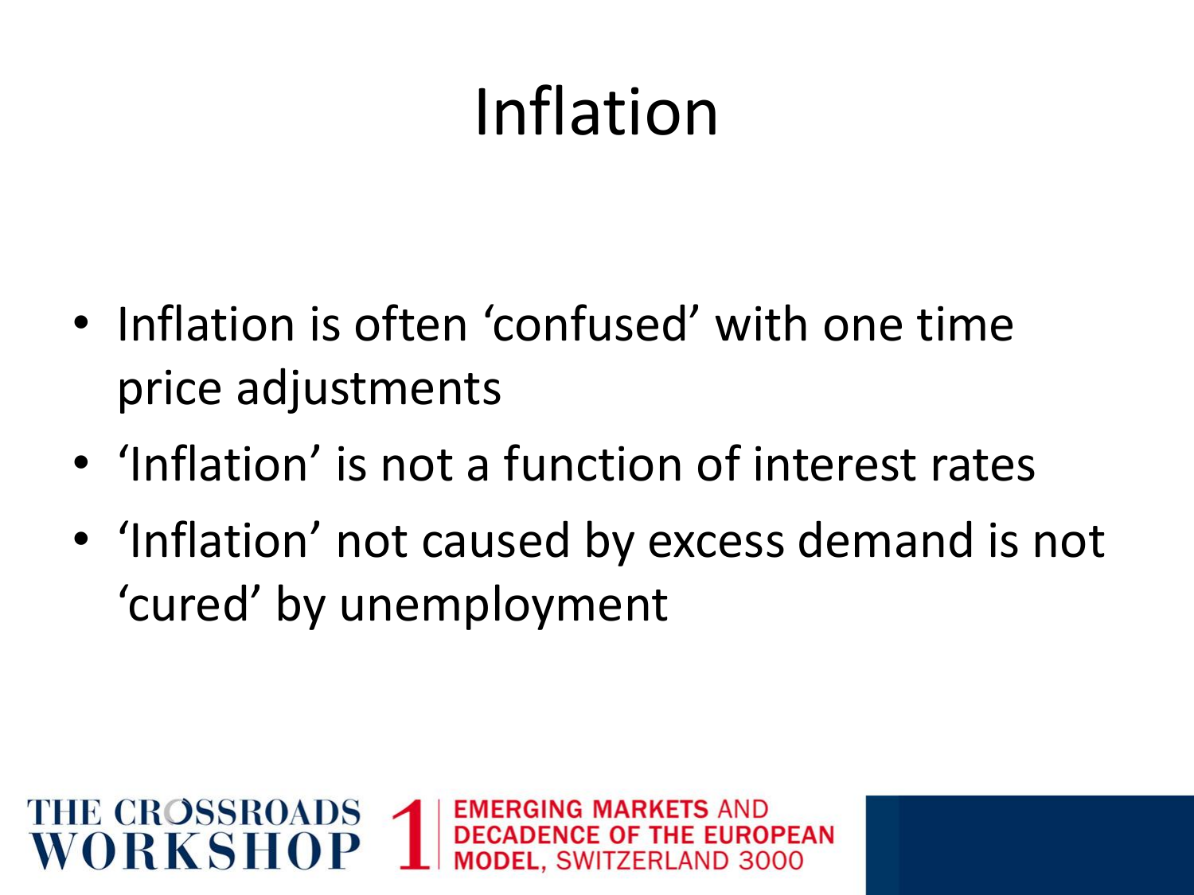# Inflation

- Inflation is often ‘confused’ with one time price adjustments
- ‘Inflation’ is not a function of interest rates
- ‘Inflation’ not caused by excess demand is not ‘cured’ by unemployment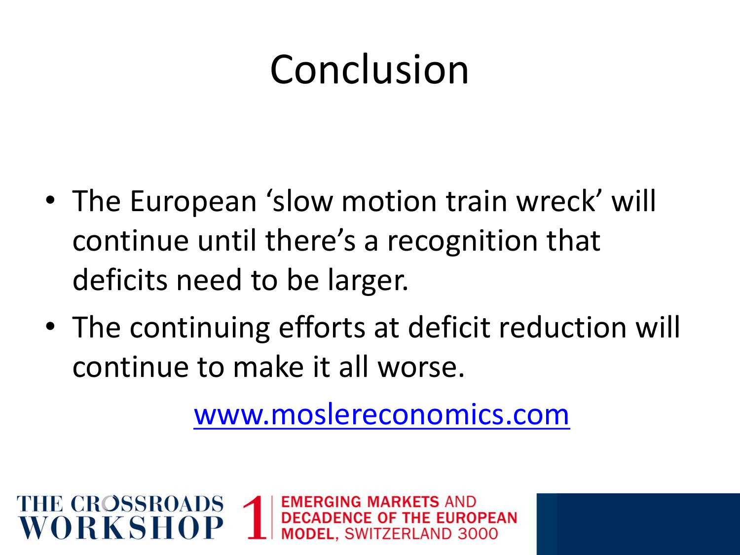# Conclusion

- The European 'slow motion train wreck' will continue until there's a recognition that deficits need to be larger.
- The continuing efforts at deficit reduction will continue to make it all worse.

www.moslereconomics.com